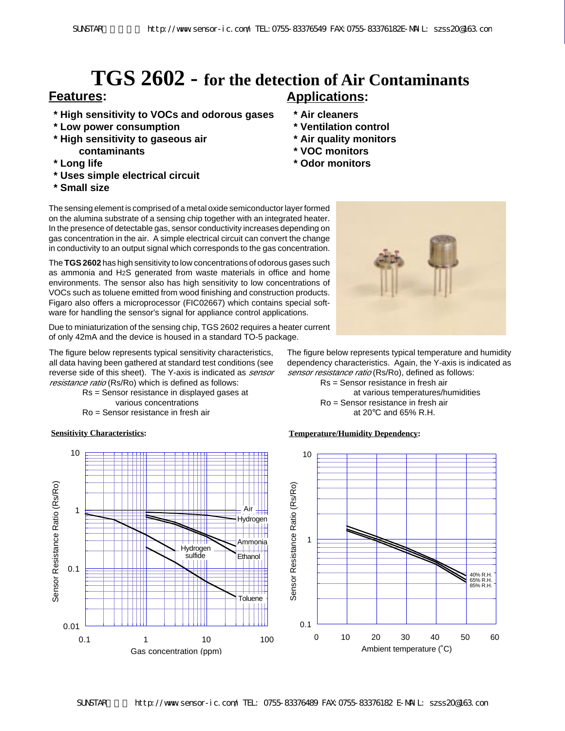# TGS 2602 - for the detection of Air Contaminants

## Features:

* High sensitivity to VOCs and odorous gases
* Low power consumption
* High sensitivity to gaseous air contaminants
* Long life
* Uses simple electrical circuit
* Small size

## Applications:

* Air cleaners
* Ventilation control
* Air quality monitors
* VOC monitors
* Odor monitors

The sensing element is comprised of a metal oxide semiconductor layer formed on the alumina substrate of a sensing chip together with an integrated heater. In the presence of detectable gas, sensor conductivity increases depending on gas concentration in the air. A simple electrical circuit can convert the change in conductivity to an output signal which corresponds to the gas concentration.

The **TGS 2602** has high sensitivity to low concentrations of odorous gases such as ammonia and $H_2S$ generated from waste materials in office and home environments. The sensor also has high sensitivity to low concentrations of VOCs such as toluene emitted from wood finishing and construction products. Figaro also offers a microprocessor (FIC02667) which contains special software for handling the sensor's signal for appliance control applications.

Due to miniaturization of the sensing chip, TGS 2602 requires a heater current of only 42mA and the device is housed in a standard TO-5 package.

The figure below represents typical sensitivity characteristics, all data having been gathered at standard test conditions (see reverse side of this sheet). The Y-axis is indicated as *sensor resistance ratio* (Rs/Ro) which is defined as follows:

Rs = Sensor resistance in displayed gases at various concentrations
Ro = Sensor resistance in fresh air

The figure below represents typical temperature and humidity dependency characteristics. Again, the Y-axis is indicated as *sensor resistance ratio* (Rs/Ro), defined as follows:

Rs = Sensor resistance in fresh air at various temperatures/humidities
Ro = Sensor resistance in fresh air at 20°C and 65% R.H.

**Sensitivity Characteristics:**

**Temperature/Humidity Dependency:**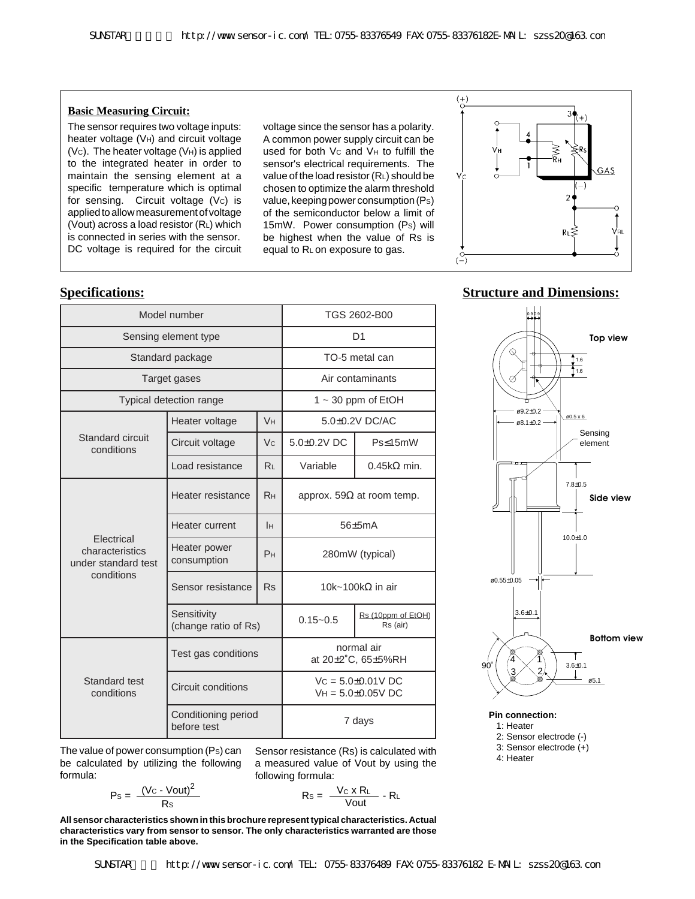**Basic Measuring Circuit:**

The sensor requires two voltage inputs: heater voltage ($V_H$) and circuit voltage ($V_C$). The heater voltage ($V_H$) is applied to the integrated heater in order to maintain the sensing element at a specific temperature which is optimal for sensing. Circuit voltage ($V_C$) is applied to allow measurement of voltage (Vout) across a load resistor ($R_L$) which is connected in series with the sensor. DC voltage is required for the circuit voltage since the sensor has a polarity. A common power supply circuit can be used for both $V_C$ and $V_H$ to fulfill the sensor's electrical requirements. The value of the load resistor ($R_L$) should be chosen to optimize the alarm threshold value, keeping power consumption ($P_S$) of the semiconductor below a limit of 15mW. Power consumption ($P_S$) will be highest when the value of Rs is equal to $R_L$ on exposure to gas.

(+)
3 (+)
4
$V_H$
$R_S$
$R_H$
1
GAS
$V_C$
(−)
2
$R_L$
$V_{RL}$
(−)

## Specifications:

| | | | | |
|---|---|---|---|---|
| Model number | | | TGS 2602-B00 | |
| Sensing element type | | | D1 | |
| Standard package | | | TO-5 metal can | |
| Target gases | | | Air contaminants | |
| Typical detection range | | | 1 ~ 30 ppm of EtOH | |
| Standard circuit conditions | Heater voltage | $V_H$ | 5.0±0.2V DC/AC | |
| | Circuit voltage | $V_C$ | 5.0±0.2V DC | Ps≤15mW |
| | Load resistance | $R_L$ | Variable | 0.45kΩ min. |
| Electrical characteristics under standard test conditions | Heater resistance | $R_H$ | approx. 59Ω at room temp. | |
| | Heater current | $I_H$ | 56±5mA | |
| | Heater power consumption | $P_H$ | 280mW (typical) | |
| | Sensor resistance | Rs | 10k~100kΩ in air | |
| | Sensitivity (change ratio of Rs) | | 0.15~0.5 | Rs (10ppm of EtOH) / Rs (air) |
| Standard test conditions | Test gas conditions | | normal air at 20±2°C, 65±5%RH | |
| | Circuit conditions | | $V_C$ = 5.0±0.01V DC $V_H$ = 5.0±0.05V DC | |
| | Conditioning period before test | | 7 days | |

The value of power consumption ($P_S$) can be calculated by utilizing the following formula:

$$P_S = \frac{(V_C - Vout)^2}{R_S}$$

Sensor resistance (Rs) is calculated with a measured value of Vout by using the following formula:

$$R_S = \frac{V_C \times R_L}{Vout} - R_L$$

**All sensor characteristics shown in this brochure represent typical characteristics. Actual characteristics vary from sensor to sensor. The only characteristics warranted are those in the Specification table above.**

## Structure and Dimensions:

Top view

0.9 0.9
1.6
1.6
ø9.2±0.2
ø8.1±0.2
ø0.5 x 6
Sensing element

Side view

7.8±0.5
10.0±1.0
ø0.55±0.05

Bottom view

3.6±0.1
90°
4 1
3 2
3.6±0.1
ø5.1

**Pin connection:**
1: Heater
2: Sensor electrode (-)
3: Sensor electrode (+)
4: Heater